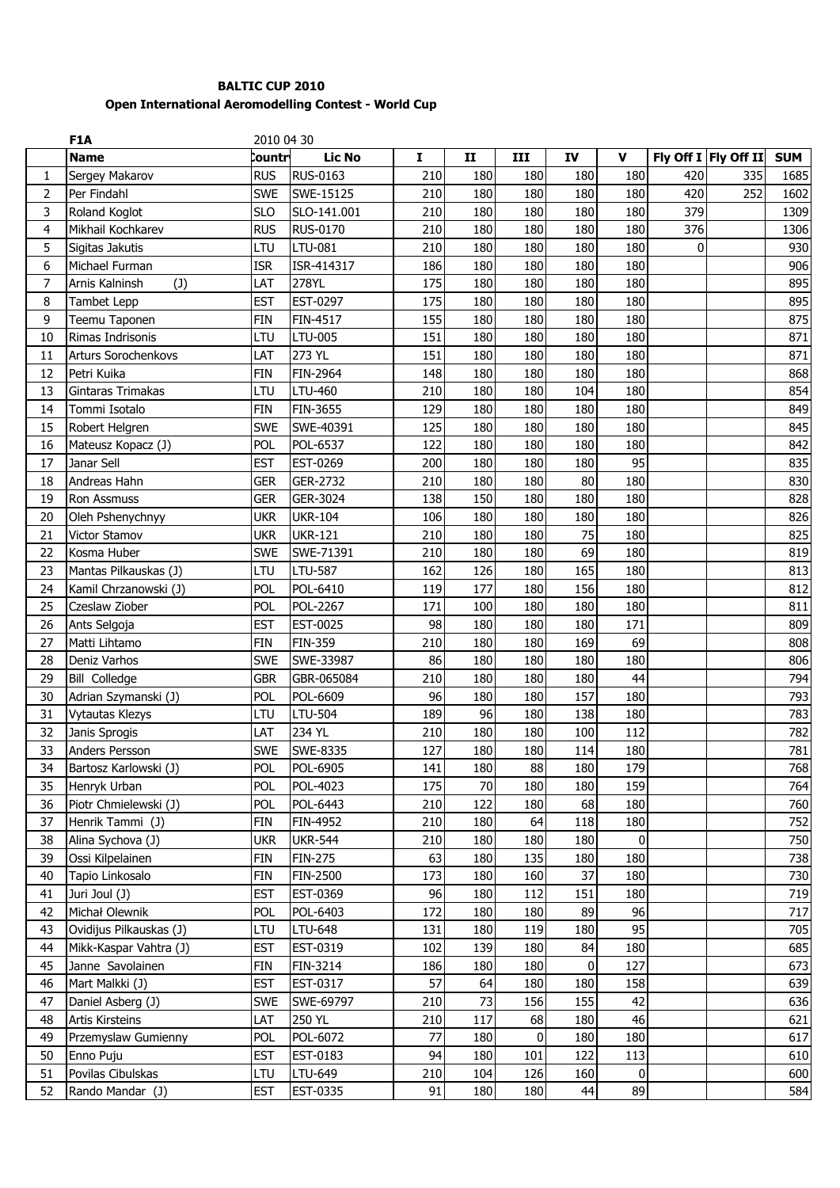**BALTIC CUP 2010**

**Open International Aeromodelling Contest - World Cup**

| | F1A | 2010 04 30 | | | | | | | | | |
|---|---|---|---|---|---|---|---|---|---|---|---|
| | **Name** | **Countr** | **Lic No** | **I** | **II** | **III** | **IV** | **V** | **Fly Off I** | **Fly Off II** | **SUM** |
| 1 | Sergey Makarov | RUS | RUS-0163 | 210 | 180 | 180 | 180 | 180 | 420 | 335 | 1685 |
| 2 | Per Findahl | SWE | SWE-15125 | 210 | 180 | 180 | 180 | 180 | 420 | 252 | 1602 |
| 3 | Roland Koglot | SLO | SLO-141.001 | 210 | 180 | 180 | 180 | 180 | 379 | | 1309 |
| 4 | Mikhail Kochkarev | RUS | RUS-0170 | 210 | 180 | 180 | 180 | 180 | 376 | | 1306 |
| 5 | Sigitas Jakutis | LTU | LTU-081 | 210 | 180 | 180 | 180 | 180 | 0 | | 930 |
| 6 | Michael Furman | ISR | ISR-414317 | 186 | 180 | 180 | 180 | 180 | | | 906 |
| 7 | Arnis Kalninsh (J) | LAT | 278YL | 175 | 180 | 180 | 180 | 180 | | | 895 |
| 8 | Tambet Lepp | EST | EST-0297 | 175 | 180 | 180 | 180 | 180 | | | 895 |
| 9 | Teemu Taponen | FIN | FIN-4517 | 155 | 180 | 180 | 180 | 180 | | | 875 |
| 10 | Rimas Indrisonis | LTU | LTU-005 | 151 | 180 | 180 | 180 | 180 | | | 871 |
| 11 | Arturs Sorochenkovs | LAT | 273 YL | 151 | 180 | 180 | 180 | 180 | | | 871 |
| 12 | Petri Kuika | FIN | FIN-2964 | 148 | 180 | 180 | 180 | 180 | | | 868 |
| 13 | Gintaras Trimakas | LTU | LTU-460 | 210 | 180 | 180 | 104 | 180 | | | 854 |
| 14 | Tommi Isotalo | FIN | FIN-3655 | 129 | 180 | 180 | 180 | 180 | | | 849 |
| 15 | Robert Helgren | SWE | SWE-40391 | 125 | 180 | 180 | 180 | 180 | | | 845 |
| 16 | Mateusz Kopacz (J) | POL | POL-6537 | 122 | 180 | 180 | 180 | 180 | | | 842 |
| 17 | Janar Sell | EST | EST-0269 | 200 | 180 | 180 | 180 | 95 | | | 835 |
| 18 | Andreas Hahn | GER | GER-2732 | 210 | 180 | 180 | 80 | 180 | | | 830 |
| 19 | Ron Assmuss | GER | GER-3024 | 138 | 150 | 180 | 180 | 180 | | | 828 |
| 20 | Oleh Pshenychnyy | UKR | UKR-104 | 106 | 180 | 180 | 180 | 180 | | | 826 |
| 21 | Victor Stamov | UKR | UKR-121 | 210 | 180 | 180 | 75 | 180 | | | 825 |
| 22 | Kosma Huber | SWE | SWE-71391 | 210 | 180 | 180 | 69 | 180 | | | 819 |
| 23 | Mantas Pilkauskas (J) | LTU | LTU-587 | 162 | 126 | 180 | 165 | 180 | | | 813 |
| 24 | Kamil Chrzanowski (J) | POL | POL-6410 | 119 | 177 | 180 | 156 | 180 | | | 812 |
| 25 | Czeslaw Ziober | POL | POL-2267 | 171 | 100 | 180 | 180 | 180 | | | 811 |
| 26 | Ants Selgoja | EST | EST-0025 | 98 | 180 | 180 | 180 | 171 | | | 809 |
| 27 | Matti Lihtamo | FIN | FIN-359 | 210 | 180 | 180 | 169 | 69 | | | 808 |
| 28 | Deniz Varhos | SWE | SWE-33987 | 86 | 180 | 180 | 180 | 180 | | | 806 |
| 29 | Bill Colledge | GBR | GBR-065084 | 210 | 180 | 180 | 180 | 44 | | | 794 |
| 30 | Adrian Szymanski (J) | POL | POL-6609 | 96 | 180 | 180 | 157 | 180 | | | 793 |
| 31 | Vytautas Klezys | LTU | LTU-504 | 189 | 96 | 180 | 138 | 180 | | | 783 |
| 32 | Janis Sprogis | LAT | 234 YL | 210 | 180 | 180 | 100 | 112 | | | 782 |
| 33 | Anders Persson | SWE | SWE-8335 | 127 | 180 | 180 | 114 | 180 | | | 781 |
| 34 | Bartosz Karlowski (J) | POL | POL-6905 | 141 | 180 | 88 | 180 | 179 | | | 768 |
| 35 | Henryk Urban | POL | POL-4023 | 175 | 70 | 180 | 180 | 159 | | | 764 |
| 36 | Piotr Chmielewski (J) | POL | POL-6443 | 210 | 122 | 180 | 68 | 180 | | | 760 |
| 37 | Henrik Tammi (J) | FIN | FIN-4952 | 210 | 180 | 64 | 118 | 180 | | | 752 |
| 38 | Alina Sychova (J) | UKR | UKR-544 | 210 | 180 | 180 | 180 | 0 | | | 750 |
| 39 | Ossi Kilpelainen | FIN | FIN-275 | 63 | 180 | 135 | 180 | 180 | | | 738 |
| 40 | Tapio Linkosalo | FIN | FIN-2500 | 173 | 180 | 160 | 37 | 180 | | | 730 |
| 41 | Juri Joul (J) | EST | EST-0369 | 96 | 180 | 112 | 151 | 180 | | | 719 |
| 42 | Michał Olewnik | POL | POL-6403 | 172 | 180 | 180 | 89 | 96 | | | 717 |
| 43 | Ovidijus Pilkauskas (J) | LTU | LTU-648 | 131 | 180 | 119 | 180 | 95 | | | 705 |
| 44 | Mikk-Kaspar Vahtra (J) | EST | EST-0319 | 102 | 139 | 180 | 84 | 180 | | | 685 |
| 45 | Janne Savolainen | FIN | FIN-3214 | 186 | 180 | 180 | 0 | 127 | | | 673 |
| 46 | Mart Malkki (J) | EST | EST-0317 | 57 | 64 | 180 | 180 | 158 | | | 639 |
| 47 | Daniel Asberg (J) | SWE | SWE-69797 | 210 | 73 | 156 | 155 | 42 | | | 636 |
| 48 | Artis Kirsteins | LAT | 250 YL | 210 | 117 | 68 | 180 | 46 | | | 621 |
| 49 | Przemyslaw Gumienny | POL | POL-6072 | 77 | 180 | 0 | 180 | 180 | | | 617 |
| 50 | Enno Puju | EST | EST-0183 | 94 | 180 | 101 | 122 | 113 | | | 610 |
| 51 | Povilas Cibulskas | LTU | LTU-649 | 210 | 104 | 126 | 160 | 0 | | | 600 |
| 52 | Rando Mandar (J) | EST | EST-0335 | 91 | 180 | 180 | 44 | 89 | | | 584 |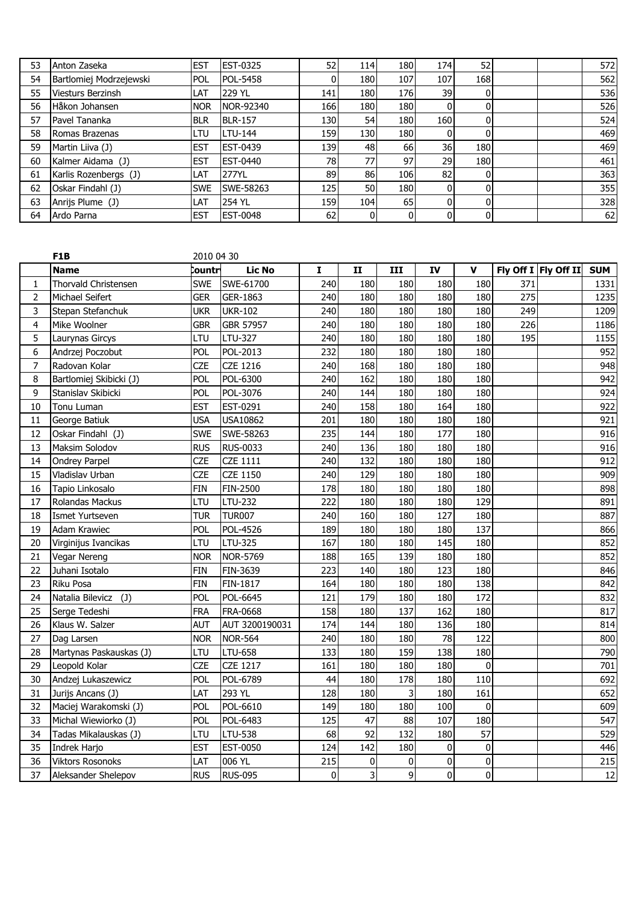| 53 | Anton Zaseka | EST | EST-0325 | 52 | 114 | 180 | 174 | 52 | | | 572 |
|---|---|---|---|---|---|---|---|---|---|---|---|
| 54 | Bartlomiej Modrzejewski | POL | POL-5458 | 0 | 180 | 107 | 107 | 168 | | | 562 |
| 55 | Viesturs Berzinsh | LAT | 229 YL | 141 | 180 | 176 | 39 | 0 | | | 536 |
| 56 | Håkon Johansen | NOR | NOR-92340 | 166 | 180 | 180 | 0 | 0 | | | 526 |
| 57 | Pavel Tananka | BLR | BLR-157 | 130 | 54 | 180 | 160 | 0 | | | 524 |
| 58 | Romas Brazenas | LTU | LTU-144 | 159 | 130 | 180 | 0 | 0 | | | 469 |
| 59 | Martin Liiva (J) | EST | EST-0439 | 139 | 48 | 66 | 36 | 180 | | | 469 |
| 60 | Kalmer Aidama (J) | EST | EST-0440 | 78 | 77 | 97 | 29 | 180 | | | 461 |
| 61 | Karlis Rozenbergs (J) | LAT | 277YL | 89 | 86 | 106 | 82 | 0 | | | 363 |
| 62 | Oskar Findahl (J) | SWE | SWE-58263 | 125 | 50 | 180 | 0 | 0 | | | 355 |
| 63 | Anrijs Plume (J) | LAT | 254 YL | 159 | 104 | 65 | 0 | 0 | | | 328 |
| 64 | Ardo Parna | EST | EST-0048 | 62 | 0 | 0 | 0 | 0 | | | 62 |

**F1B** 2010 04 30

| | Name | Country | Lic No | I | II | III | IV | V | Fly Off I | Fly Off II | SUM |
|---|---|---|---|---|---|---|---|---|---|---|---|
| 1 | Thorvald Christensen | SWE | SWE-61700 | 240 | 180 | 180 | 180 | 180 | 371 | | 1331 |
| 2 | Michael Seifert | GER | GER-1863 | 240 | 180 | 180 | 180 | 180 | 275 | | 1235 |
| 3 | Stepan Stefanchuk | UKR | UKR-102 | 240 | 180 | 180 | 180 | 180 | 249 | | 1209 |
| 4 | Mike Woolner | GBR | GBR 57957 | 240 | 180 | 180 | 180 | 180 | 226 | | 1186 |
| 5 | Laurynas Gircys | LTU | LTU-327 | 240 | 180 | 180 | 180 | 180 | 195 | | 1155 |
| 6 | Andrzej Poczobut | POL | POL-2013 | 232 | 180 | 180 | 180 | 180 | | | 952 |
| 7 | Radovan Kolar | CZE | CZE 1216 | 240 | 168 | 180 | 180 | 180 | | | 948 |
| 8 | Bartlomiej Skibicki (J) | POL | POL-6300 | 240 | 162 | 180 | 180 | 180 | | | 942 |
| 9 | Stanislav Skibicki | POL | POL-3076 | 240 | 144 | 180 | 180 | 180 | | | 924 |
| 10 | Tonu Luman | EST | EST-0291 | 240 | 158 | 180 | 164 | 180 | | | 922 |
| 11 | George Batiuk | USA | USA10862 | 201 | 180 | 180 | 180 | 180 | | | 921 |
| 12 | Oskar Findahl (J) | SWE | SWE-58263 | 235 | 144 | 180 | 177 | 180 | | | 916 |
| 13 | Maksim Solodov | RUS | RUS-0033 | 240 | 136 | 180 | 180 | 180 | | | 916 |
| 14 | Ondrey Parpel | CZE | CZE 1111 | 240 | 132 | 180 | 180 | 180 | | | 912 |
| 15 | Vladislav Urban | CZE | CZE 1150 | 240 | 129 | 180 | 180 | 180 | | | 909 |
| 16 | Tapio Linkosalo | FIN | FIN-2500 | 178 | 180 | 180 | 180 | 180 | | | 898 |
| 17 | Rolandas Mackus | LTU | LTU-232 | 222 | 180 | 180 | 180 | 129 | | | 891 |
| 18 | Ismet Yurtseven | TUR | TUR007 | 240 | 160 | 180 | 127 | 180 | | | 887 |
| 19 | Adam Krawiec | POL | POL-4526 | 189 | 180 | 180 | 180 | 137 | | | 866 |
| 20 | Virginijus Ivancikas | LTU | LTU-325 | 167 | 180 | 180 | 145 | 180 | | | 852 |
| 21 | Vegar Nereng | NOR | NOR-5769 | 188 | 165 | 139 | 180 | 180 | | | 852 |
| 22 | Juhani Isotalo | FIN | FIN-3639 | 223 | 140 | 180 | 123 | 180 | | | 846 |
| 23 | Riku Posa | FIN | FIN-1817 | 164 | 180 | 180 | 180 | 138 | | | 842 |
| 24 | Natalia Bilevicz (J) | POL | POL-6645 | 121 | 179 | 180 | 180 | 172 | | | 832 |
| 25 | Serge Tedeshi | FRA | FRA-0668 | 158 | 180 | 137 | 162 | 180 | | | 817 |
| 26 | Klaus W. Salzer | AUT | AUT 3200190031 | 174 | 144 | 180 | 136 | 180 | | | 814 |
| 27 | Dag Larsen | NOR | NOR-564 | 240 | 180 | 180 | 78 | 122 | | | 800 |
| 28 | Martynas Paskauskas (J) | LTU | LTU-658 | 133 | 180 | 159 | 138 | 180 | | | 790 |
| 29 | Leopold Kolar | CZE | CZE 1217 | 161 | 180 | 180 | 180 | 0 | | | 701 |
| 30 | Andzej Lukaszewicz | POL | POL-6789 | 44 | 180 | 178 | 180 | 110 | | | 692 |
| 31 | Jurijs Ancans (J) | LAT | 293 YL | 128 | 180 | 3 | 180 | 161 | | | 652 |
| 32 | Maciej Warakomski (J) | POL | POL-6610 | 149 | 180 | 180 | 100 | 0 | | | 609 |
| 33 | Michal Wiewiorko (J) | POL | POL-6483 | 125 | 47 | 88 | 107 | 180 | | | 547 |
| 34 | Tadas Mikalauskas (J) | LTU | LTU-538 | 68 | 92 | 132 | 180 | 57 | | | 529 |
| 35 | Indrek Harjo | EST | EST-0050 | 124 | 142 | 180 | 0 | 0 | | | 446 |
| 36 | Viktors Rosonoks | LAT | 006 YL | 215 | 0 | 0 | 0 | 0 | | | 215 |
| 37 | Aleksander Shelepov | RUS | RUS-095 | 0 | 3 | 9 | 0 | 0 | | | 12 |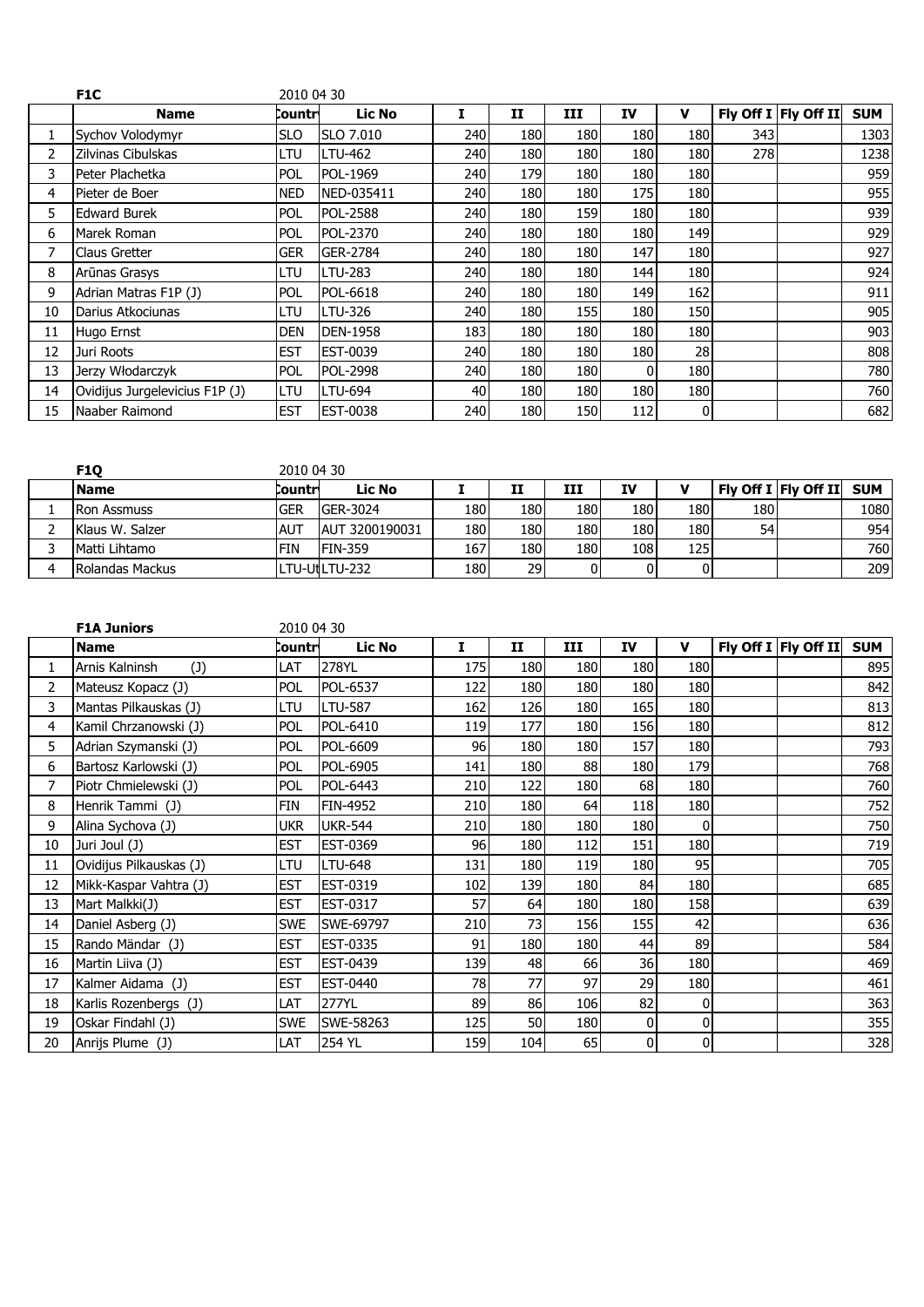**F1C** 2010 04 30

| | Name | Countr | Lic No | I | II | III | IV | V | Fly Off I | Fly Off II | SUM |
|---|---|---|---|---|---|---|---|---|---|---|---|
| 1 | Sychov Volodymyr | SLO | SLO 7.010 | 240 | 180 | 180 | 180 | 180 | 343 | | 1303 |
| 2 | Zilvinas Cibulskas | LTU | LTU-462 | 240 | 180 | 180 | 180 | 180 | 278 | | 1238 |
| 3 | Peter Plachetka | POL | POL-1969 | 240 | 179 | 180 | 180 | 180 | | | 959 |
| 4 | Pieter de Boer | NED | NED-035411 | 240 | 180 | 180 | 175 | 180 | | | 955 |
| 5 | Edward Burek | POL | POL-2588 | 240 | 180 | 159 | 180 | 180 | | | 939 |
| 6 | Marek Roman | POL | POL-2370 | 240 | 180 | 180 | 180 | 149 | | | 929 |
| 7 | Claus Gretter | GER | GER-2784 | 240 | 180 | 180 | 147 | 180 | | | 927 |
| 8 | Arūnas Grasys | LTU | LTU-283 | 240 | 180 | 180 | 144 | 180 | | | 924 |
| 9 | Adrian Matras F1P (J) | POL | POL-6618 | 240 | 180 | 180 | 149 | 162 | | | 911 |
| 10 | Darius Atkociunas | LTU | LTU-326 | 240 | 180 | 155 | 180 | 150 | | | 905 |
| 11 | Hugo Ernst | DEN | DEN-1958 | 183 | 180 | 180 | 180 | 180 | | | 903 |
| 12 | Juri Roots | EST | EST-0039 | 240 | 180 | 180 | 180 | 28 | | | 808 |
| 13 | Jerzy Włodarczyk | POL | POL-2998 | 240 | 180 | 180 | 0 | 180 | | | 780 |
| 14 | Ovidijus Jurgelevicius F1P (J) | LTU | LTU-694 | 40 | 180 | 180 | 180 | 180 | | | 760 |
| 15 | Naaber Raimond | EST | EST-0038 | 240 | 180 | 150 | 112 | 0 | | | 682 |

**F1Q** 2010 04 30

| | Name | Countr | Lic No | I | II | III | IV | V | Fly Off I | Fly Off II | SUM |
|---|---|---|---|---|---|---|---|---|---|---|---|
| 1 | Ron Assmuss | GER | GER-3024 | 180 | 180 | 180 | 180 | 180 | 180 | | 1080 |
| 2 | Klaus W. Salzer | AUT | AUT 3200190031 | 180 | 180 | 180 | 180 | 180 | 54 | | 954 |
| 3 | Matti Lihtamo | FIN | FIN-359 | 167 | 180 | 180 | 108 | 125 | | | 760 |
| 4 | Rolandas Mackus | LTU-U | LTU-232 | 180 | 29 | 0 | 0 | 0 | | | 209 |

**F1A Juniors** 2010 04 30

| | Name | Countr | Lic No | I | II | III | IV | V | Fly Off I | Fly Off II | SUM |
|---|---|---|---|---|---|---|---|---|---|---|---|
| 1 | Arnis Kalninsh (J) | LAT | 278YL | 175 | 180 | 180 | 180 | 180 | | | 895 |
| 2 | Mateusz Kopacz (J) | POL | POL-6537 | 122 | 180 | 180 | 180 | 180 | | | 842 |
| 3 | Mantas Pilkauskas (J) | LTU | LTU-587 | 162 | 126 | 180 | 165 | 180 | | | 813 |
| 4 | Kamil Chrzanowski (J) | POL | POL-6410 | 119 | 177 | 180 | 156 | 180 | | | 812 |
| 5 | Adrian Szymanski (J) | POL | POL-6609 | 96 | 180 | 180 | 157 | 180 | | | 793 |
| 6 | Bartosz Karlowski (J) | POL | POL-6905 | 141 | 180 | 88 | 180 | 179 | | | 768 |
| 7 | Piotr Chmielewski (J) | POL | POL-6443 | 210 | 122 | 180 | 68 | 180 | | | 760 |
| 8 | Henrik Tammi (J) | FIN | FIN-4952 | 210 | 180 | 64 | 118 | 180 | | | 752 |
| 9 | Alina Sychova (J) | UKR | UKR-544 | 210 | 180 | 180 | 180 | 0 | | | 750 |
| 10 | Juri Joul (J) | EST | EST-0369 | 96 | 180 | 112 | 151 | 180 | | | 719 |
| 11 | Ovidijus Pilkauskas (J) | LTU | LTU-648 | 131 | 180 | 119 | 180 | 95 | | | 705 |
| 12 | Mikk-Kaspar Vahtra (J) | EST | EST-0319 | 102 | 139 | 180 | 84 | 180 | | | 685 |
| 13 | Mart Malkki(J) | EST | EST-0317 | 57 | 64 | 180 | 180 | 158 | | | 639 |
| 14 | Daniel Asberg (J) | SWE | SWE-69797 | 210 | 73 | 156 | 155 | 42 | | | 636 |
| 15 | Rando Mändar (J) | EST | EST-0335 | 91 | 180 | 180 | 44 | 89 | | | 584 |
| 16 | Martin Liiva (J) | EST | EST-0439 | 139 | 48 | 66 | 36 | 180 | | | 469 |
| 17 | Kalmer Aidama (J) | EST | EST-0440 | 78 | 77 | 97 | 29 | 180 | | | 461 |
| 18 | Karlis Rozenbergs (J) | LAT | 277YL | 89 | 86 | 106 | 82 | 0 | | | 363 |
| 19 | Oskar Findahl (J) | SWE | SWE-58263 | 125 | 50 | 180 | 0 | 0 | | | 355 |
| 20 | Anrijs Plume (J) | LAT | 254 YL | 159 | 104 | 65 | 0 | 0 | | | 328 |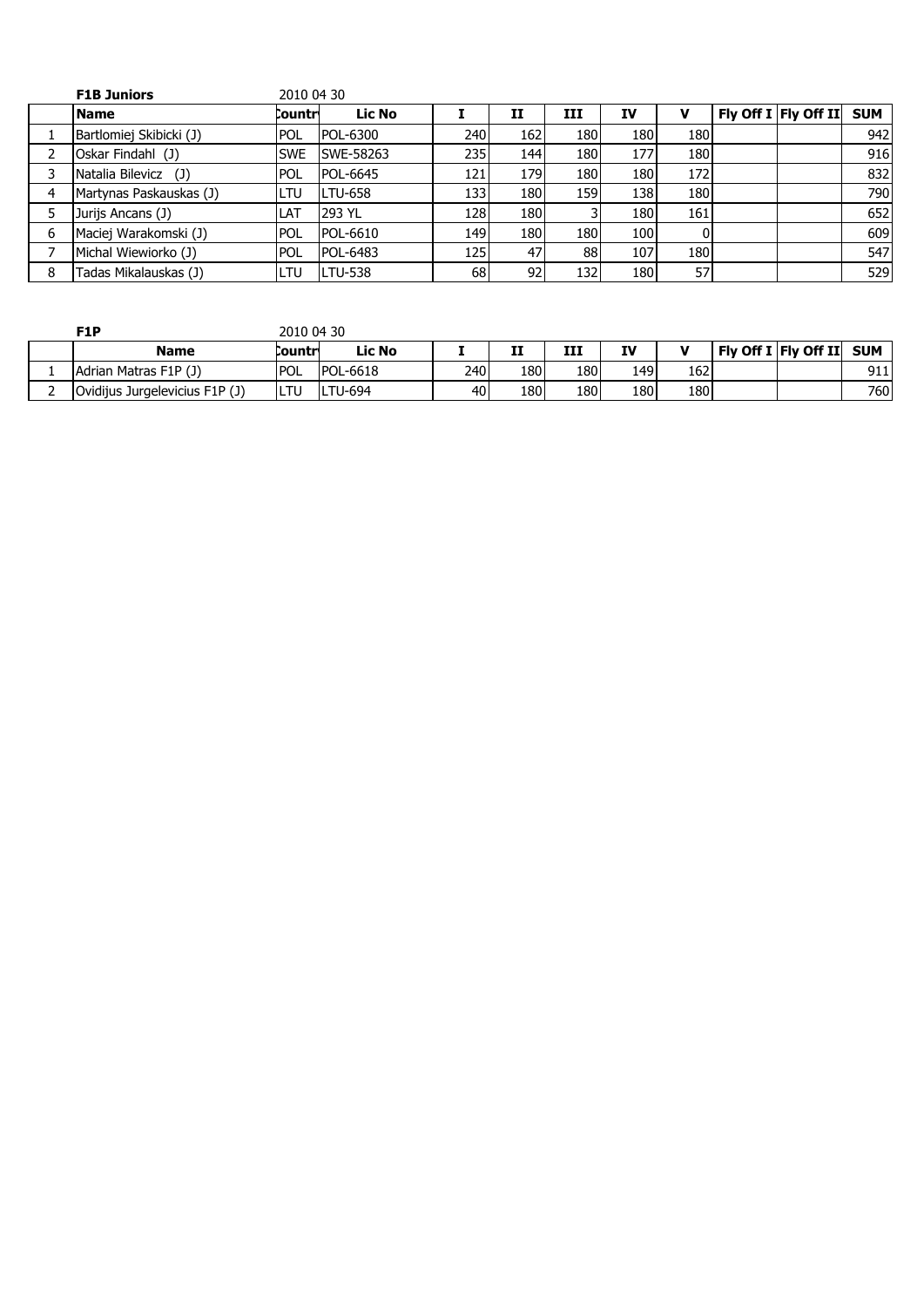**F1B Juniors** 2010 04 30

| | Name | Countr | Lic No | I | II | III | IV | V | Fly Off I | Fly Off II | SUM |
|---|---|---|---|---|---|---|---|---|---|---|---|
| 1 | Bartlomiej Skibicki (J) | POL | POL-6300 | 240 | 162 | 180 | 180 | 180 | | | 942 |
| 2 | Oskar Findahl (J) | SWE | SWE-58263 | 235 | 144 | 180 | 177 | 180 | | | 916 |
| 3 | Natalia Bilevicz (J) | POL | POL-6645 | 121 | 179 | 180 | 180 | 172 | | | 832 |
| 4 | Martynas Paskauskas (J) | LTU | LTU-658 | 133 | 180 | 159 | 138 | 180 | | | 790 |
| 5 | Jurijs Ancans (J) | LAT | 293 YL | 128 | 180 | 3 | 180 | 161 | | | 652 |
| 6 | Maciej Warakomski (J) | POL | POL-6610 | 149 | 180 | 180 | 100 | 0 | | | 609 |
| 7 | Michal Wiewiorko (J) | POL | POL-6483 | 125 | 47 | 88 | 107 | 180 | | | 547 |
| 8 | Tadas Mikalauskas (J) | LTU | LTU-538 | 68 | 92 | 132 | 180 | 57 | | | 529 |

**F1P** 2010 04 30

| | Name | Countr | Lic No | I | II | III | IV | V | Fly Off I | Fly Off II | SUM |
|---|---|---|---|---|---|---|---|---|---|---|---|
| 1 | Adrian Matras F1P (J) | POL | POL-6618 | 240 | 180 | 180 | 149 | 162 | | | 911 |
| 2 | Ovidijus Jurgelevicius F1P (J) | LTU | LTU-694 | 40 | 180 | 180 | 180 | 180 | | | 760 |